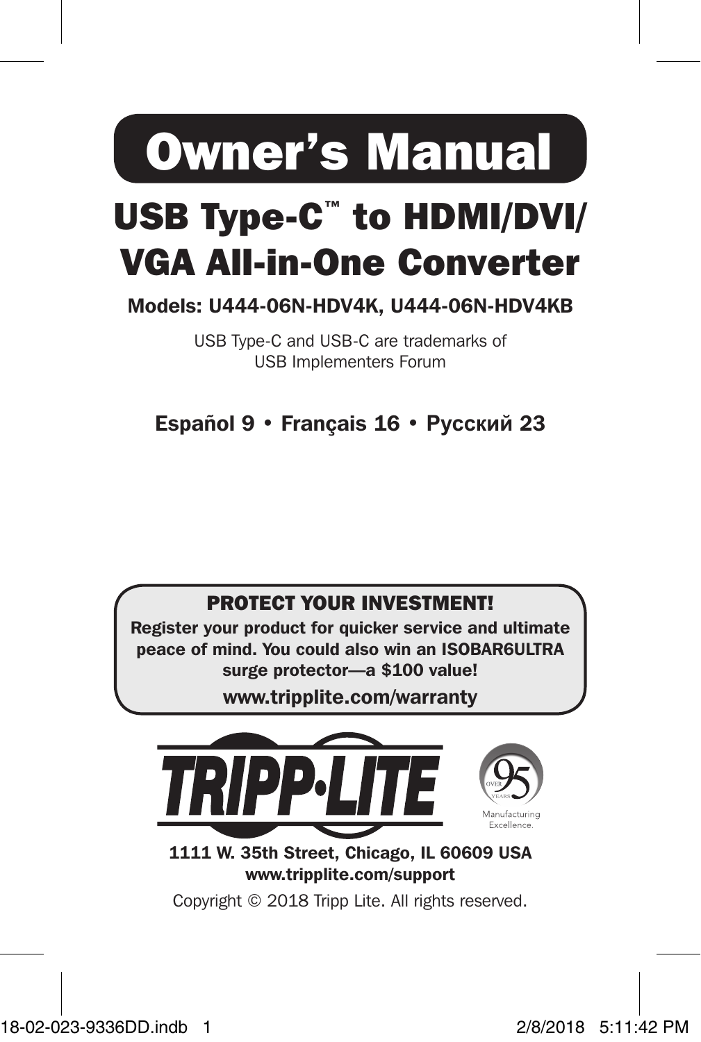# Owner's Manual

## USB Type-C™ to HDMI/DVI/ VGA All-in-One Converter

**Models: U444-06N-HDV4K, U444-06N-HDV4KB**

USB Type-C and USB-C are trademarks of USB Implementers Forum

**Español 9 • Français 16 • Русский 23**

**PROTECT YOUR INVESTMENT!**

**Register your product for quicker service and ultimate peace of mind. You could also win an ISOBAR6ULTRA surge protector—a $100 value!**

**www.tripplite.com/warranty**

TRIPP·LITE

OVER 95 YEARS Manufacturing Excellence.

**1111 W. 35th Street, Chicago, IL 60609 USA**
**www.tripplite.com/support**

Copyright © 2018 Tripp Lite. All rights reserved.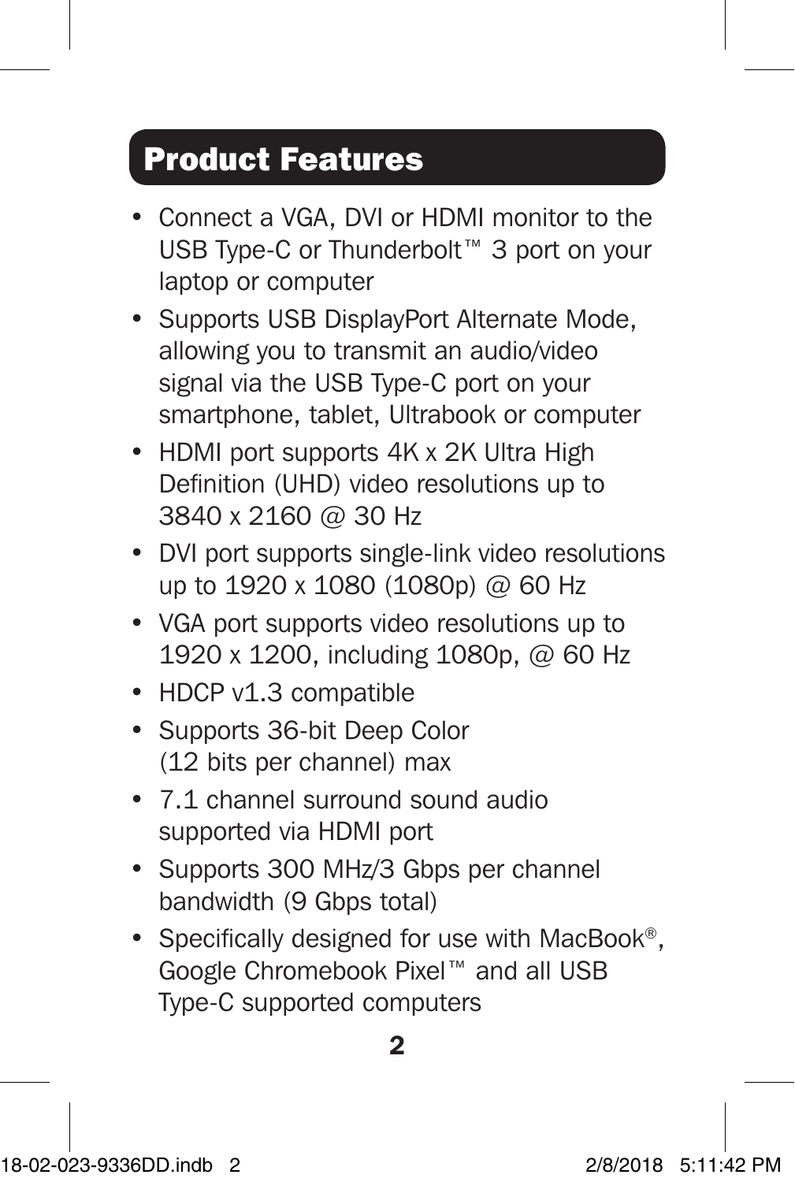## Product Features

- Connect a VGA, DVI or HDMI monitor to the USB Type-C or Thunderbolt™ 3 port on your laptop or computer
- Supports USB DisplayPort Alternate Mode, allowing you to transmit an audio/video signal via the USB Type-C port on your smartphone, tablet, Ultrabook or computer
- HDMI port supports 4K x 2K Ultra High Definition (UHD) video resolutions up to 3840 x 2160 @ 30 Hz
- DVI port supports single-link video resolutions up to 1920 x 1080 (1080p) @ 60 Hz
- VGA port supports video resolutions up to 1920 x 1200, including 1080p, @ 60 Hz
- HDCP v1.3 compatible
- Supports 36-bit Deep Color (12 bits per channel) max
- 7.1 channel surround sound audio supported via HDMI port
- Supports 300 MHz/3 Gbps per channel bandwidth (9 Gbps total)
- Specifically designed for use with MacBook®, Google Chromebook Pixel™ and all USB Type-C supported computers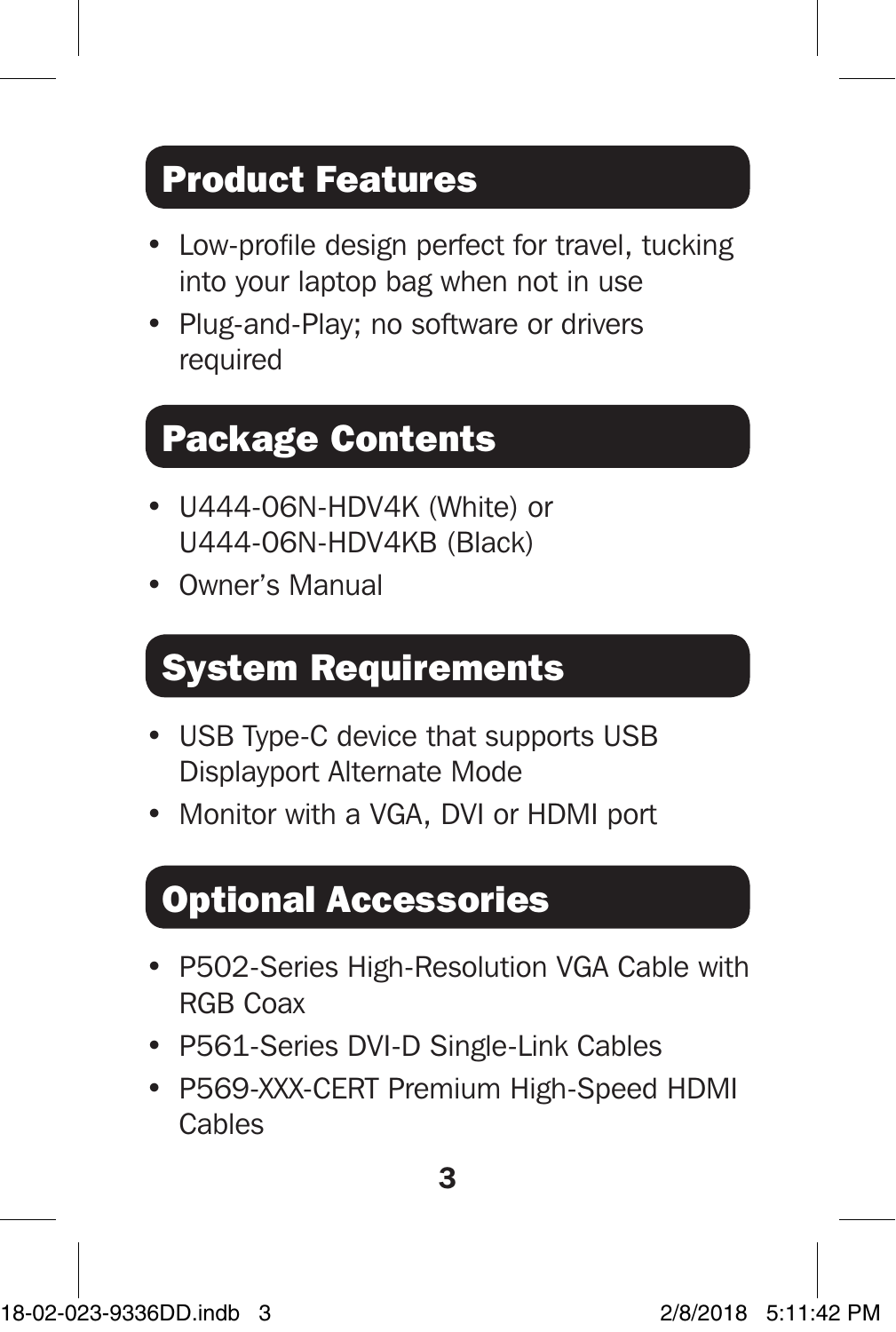## Product Features

- Low-profile design perfect for travel, tucking into your laptop bag when not in use
- Plug-and-Play; no software or drivers required

## Package Contents

- U444-06N-HDV4K (White) or U444-06N-HDV4KB (Black)
- Owner's Manual

## System Requirements

- USB Type-C device that supports USB Displayport Alternate Mode
- Monitor with a VGA, DVI or HDMI port

## Optional Accessories

- P502-Series High-Resolution VGA Cable with RGB Coax
- P561-Series DVI-D Single-Link Cables
- P569-XXX-CERT Premium High-Speed HDMI Cables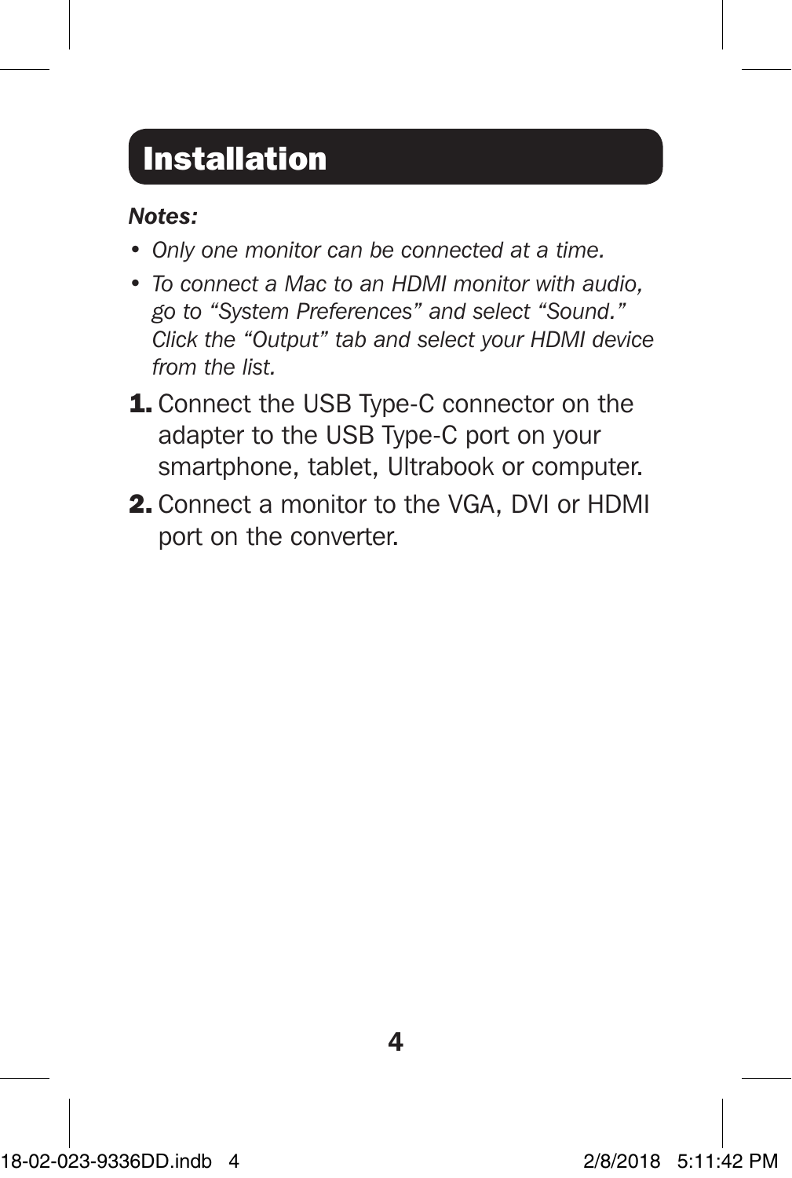# Installation

***Notes:***

- *Only one monitor can be connected at a time.*
- *To connect a Mac to an HDMI monitor with audio, go to "System Preferences" and select "Sound." Click the "Output" tab and select your HDMI device from the list.*

1. Connect the USB Type-C connector on the adapter to the USB Type-C port on your smartphone, tablet, Ultrabook or computer.
2. Connect a monitor to the VGA, DVI or HDMI port on the converter.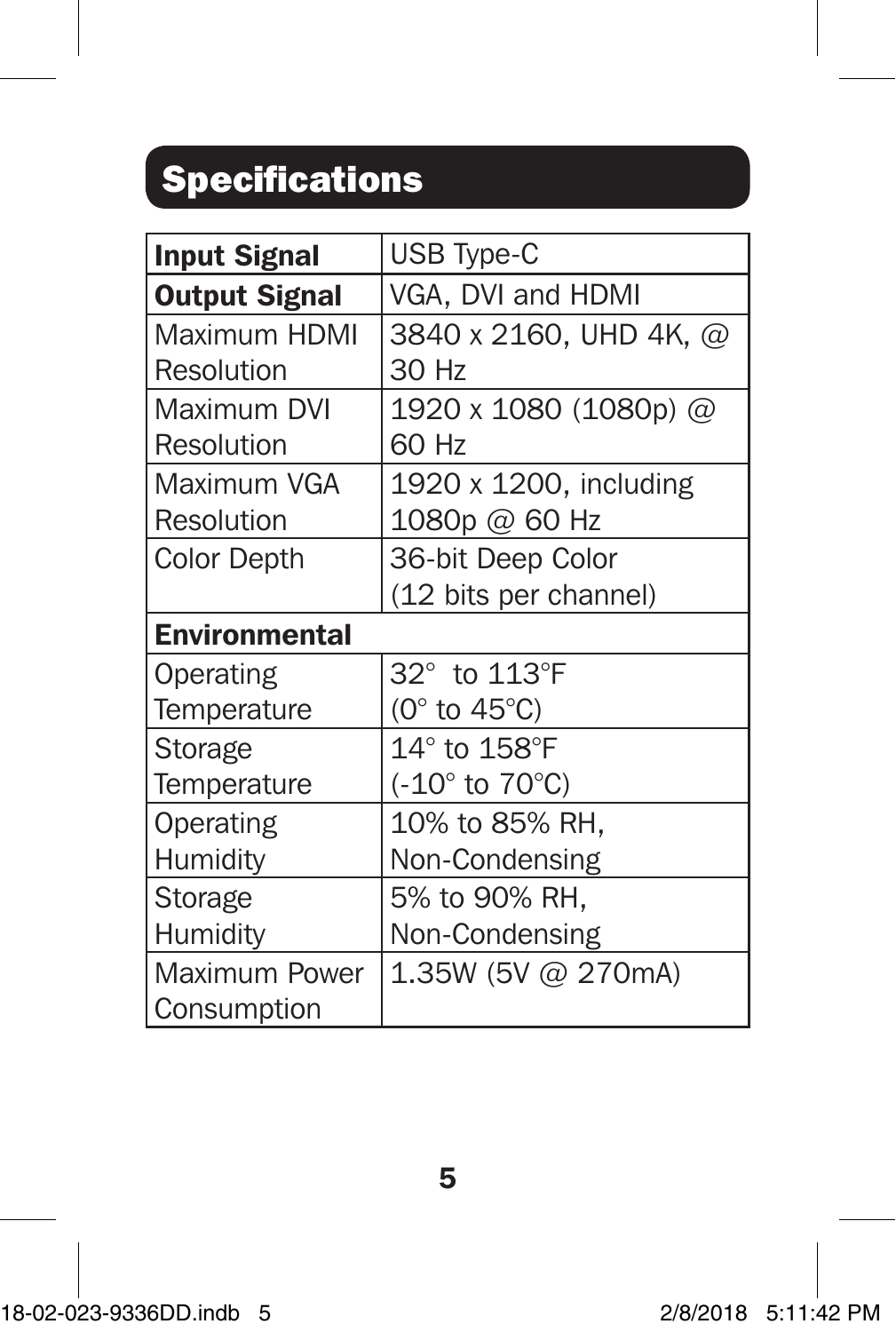## Specifications

| **Input Signal** | USB Type-C |
|---|---|
| **Output Signal** | VGA, DVI and HDMI |
| Maximum HDMI Resolution | 3840 x 2160, UHD 4K, @ 30 Hz |
| Maximum DVI Resolution | 1920 x 1080 (1080p) @ 60 Hz |
| Maximum VGA Resolution | 1920 x 1200, including 1080p @ 60 Hz |
| Color Depth | 36-bit Deep Color (12 bits per channel) |
| **Environmental** | |
| Operating Temperature | 32° to 113°F (0° to 45°C) |
| Storage Temperature | 14° to 158°F (-10° to 70°C) |
| Operating Humidity | 10% to 85% RH, Non-Condensing |
| Storage Humidity | 5% to 90% RH, Non-Condensing |
| Maximum Power Consumption | 1.35W (5V @ 270mA) |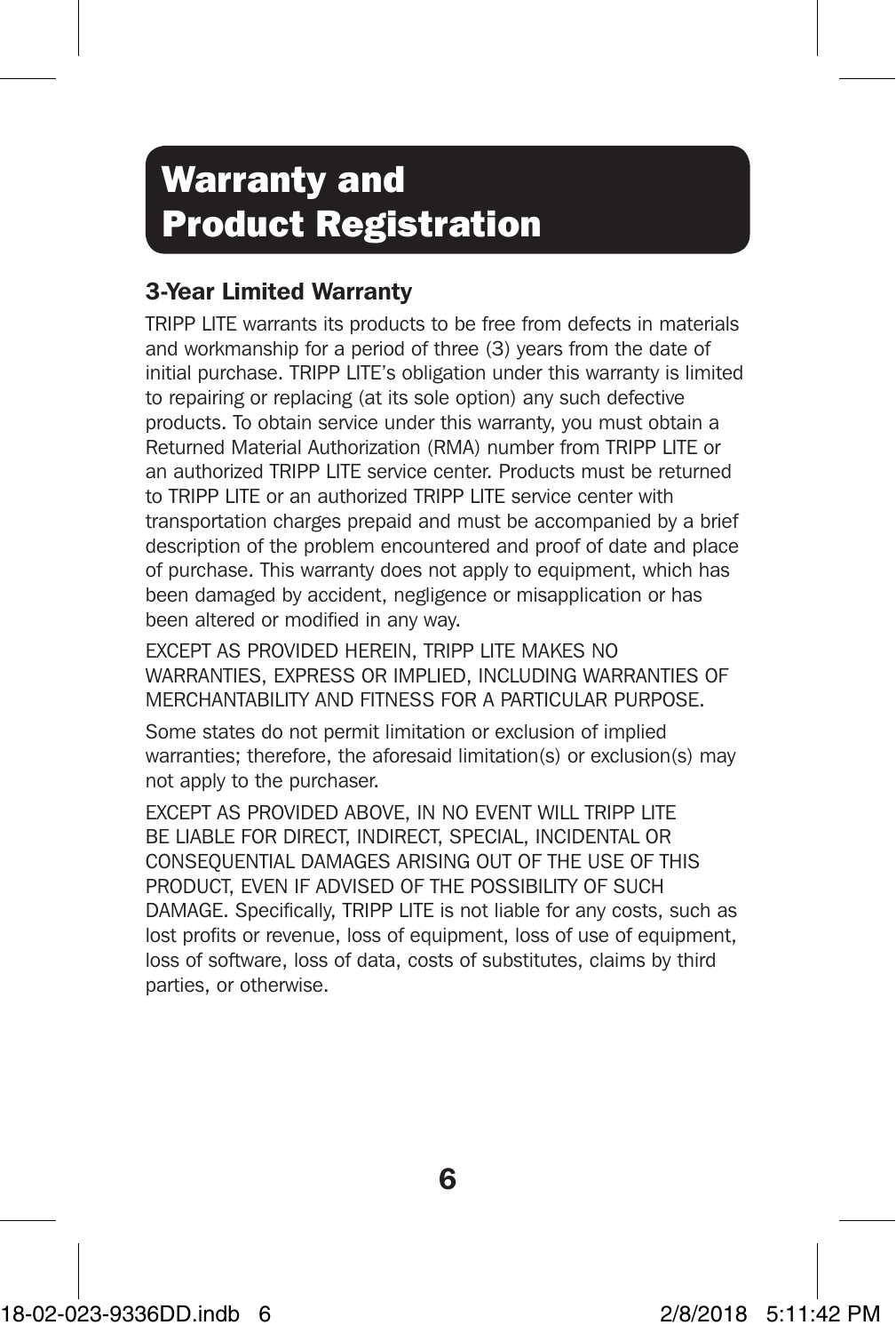# Warranty and Product Registration

## 3-Year Limited Warranty

TRIPP LITE warrants its products to be free from defects in materials and workmanship for a period of three (3) years from the date of initial purchase. TRIPP LITE's obligation under this warranty is limited to repairing or replacing (at its sole option) any such defective products. To obtain service under this warranty, you must obtain a Returned Material Authorization (RMA) number from TRIPP LITE or an authorized TRIPP LITE service center. Products must be returned to TRIPP LITE or an authorized TRIPP LITE service center with transportation charges prepaid and must be accompanied by a brief description of the problem encountered and proof of date and place of purchase. This warranty does not apply to equipment, which has been damaged by accident, negligence or misapplication or has been altered or modified in any way.

EXCEPT AS PROVIDED HEREIN, TRIPP LITE MAKES NO WARRANTIES, EXPRESS OR IMPLIED, INCLUDING WARRANTIES OF MERCHANTABILITY AND FITNESS FOR A PARTICULAR PURPOSE.

Some states do not permit limitation or exclusion of implied warranties; therefore, the aforesaid limitation(s) or exclusion(s) may not apply to the purchaser.

EXCEPT AS PROVIDED ABOVE, IN NO EVENT WILL TRIPP LITE BE LIABLE FOR DIRECT, INDIRECT, SPECIAL, INCIDENTAL OR CONSEQUENTIAL DAMAGES ARISING OUT OF THE USE OF THIS PRODUCT, EVEN IF ADVISED OF THE POSSIBILITY OF SUCH DAMAGE. Specifically, TRIPP LITE is not liable for any costs, such as lost profits or revenue, loss of equipment, loss of use of equipment, loss of software, loss of data, costs of substitutes, claims by third parties, or otherwise.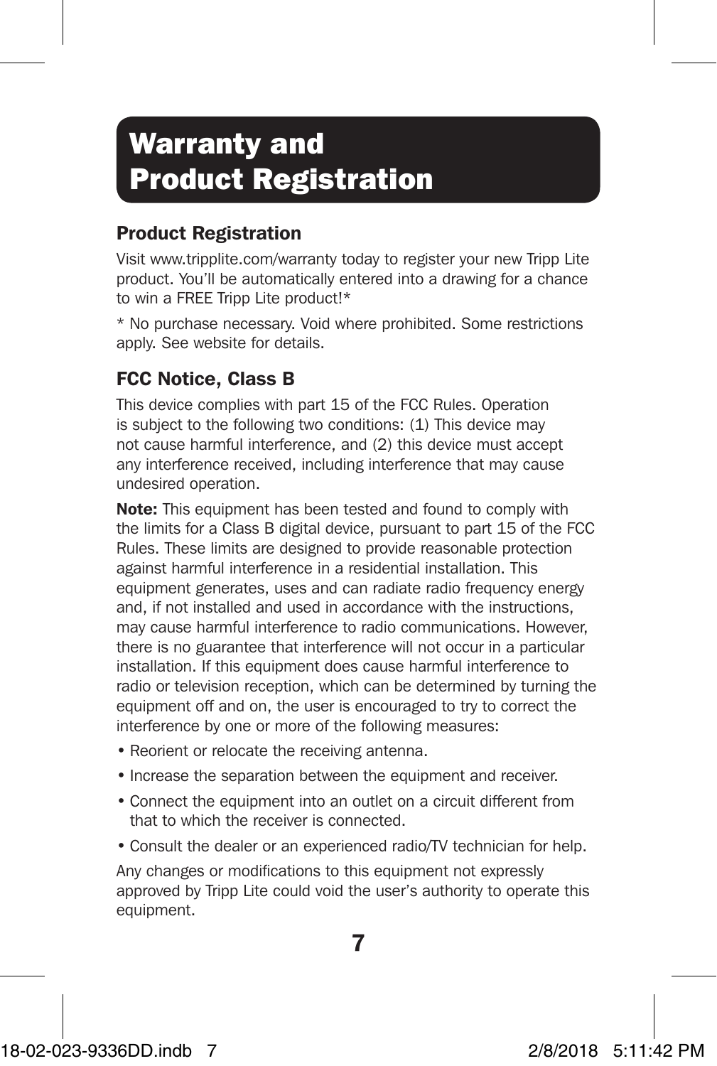# Warranty and Product Registration

## Product Registration

Visit www.tripplite.com/warranty today to register your new Tripp Lite product. You'll be automatically entered into a drawing for a chance to win a FREE Tripp Lite product!*

* No purchase necessary. Void where prohibited. Some restrictions apply. See website for details.

## FCC Notice, Class B

This device complies with part 15 of the FCC Rules. Operation is subject to the following two conditions: (1) This device may not cause harmful interference, and (2) this device must accept any interference received, including interference that may cause undesired operation.

**Note:** This equipment has been tested and found to comply with the limits for a Class B digital device, pursuant to part 15 of the FCC Rules. These limits are designed to provide reasonable protection against harmful interference in a residential installation. This equipment generates, uses and can radiate radio frequency energy and, if not installed and used in accordance with the instructions, may cause harmful interference to radio communications. However, there is no guarantee that interference will not occur in a particular installation. If this equipment does cause harmful interference to radio or television reception, which can be determined by turning the equipment off and on, the user is encouraged to try to correct the interference by one or more of the following measures:

- Reorient or relocate the receiving antenna.
- Increase the separation between the equipment and receiver.
- Connect the equipment into an outlet on a circuit different from that to which the receiver is connected.
- Consult the dealer or an experienced radio/TV technician for help.

Any changes or modifications to this equipment not expressly approved by Tripp Lite could void the user's authority to operate this equipment.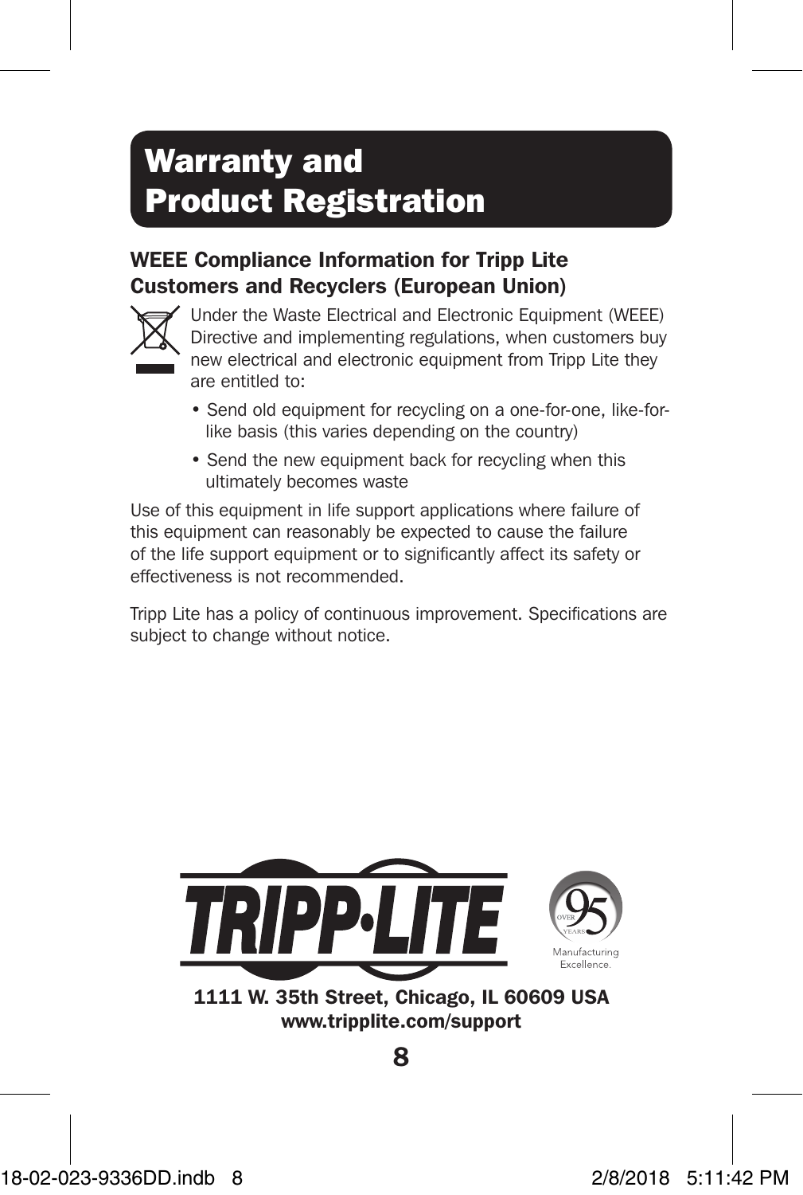# Warranty and Product Registration

## WEEE Compliance Information for Tripp Lite Customers and Recyclers (European Union)

Under the Waste Electrical and Electronic Equipment (WEEE) Directive and implementing regulations, when customers buy new electrical and electronic equipment from Tripp Lite they are entitled to:

- Send old equipment for recycling on a one-for-one, like-for-like basis (this varies depending on the country)
- Send the new equipment back for recycling when this ultimately becomes waste

Use of this equipment in life support applications where failure of this equipment can reasonably be expected to cause the failure of the life support equipment or to significantly affect its safety or effectiveness is not recommended.

Tripp Lite has a policy of continuous improvement. Specifications are subject to change without notice.

TRIPP·LITE

OVER 95 YEARS Manufacturing Excellence.

**1111 W. 35th Street, Chicago, IL 60609 USA**
**www.tripplite.com/support**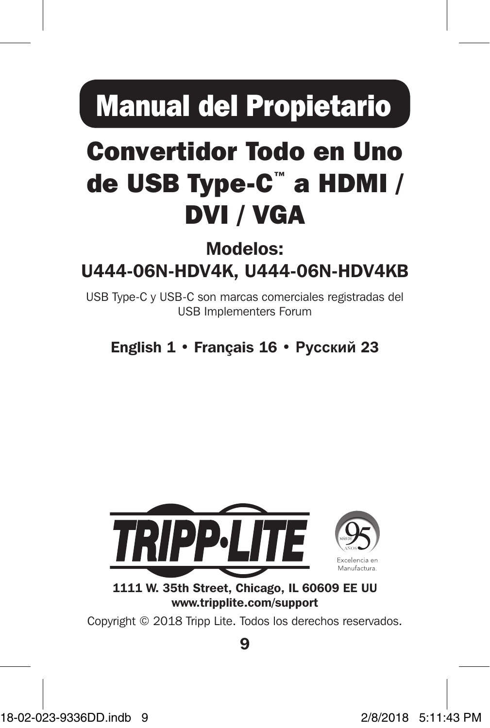# Manual del Propietario

## Convertidor Todo en Uno de USB Type-C™ a HDMI / DVI / VGA

### Modelos:
### U444-06N-HDV4K, U444-06N-HDV4KB

USB Type-C y USB-C son marcas comerciales registradas del USB Implementers Forum

**English 1 • Français 16 • Русский 23**

Excelencia en Manufactura.

**1111 W. 35th Street, Chicago, IL 60609 EE UU**
**www.tripplite.com/support**

Copyright © 2018 Tripp Lite. Todos los derechos reservados.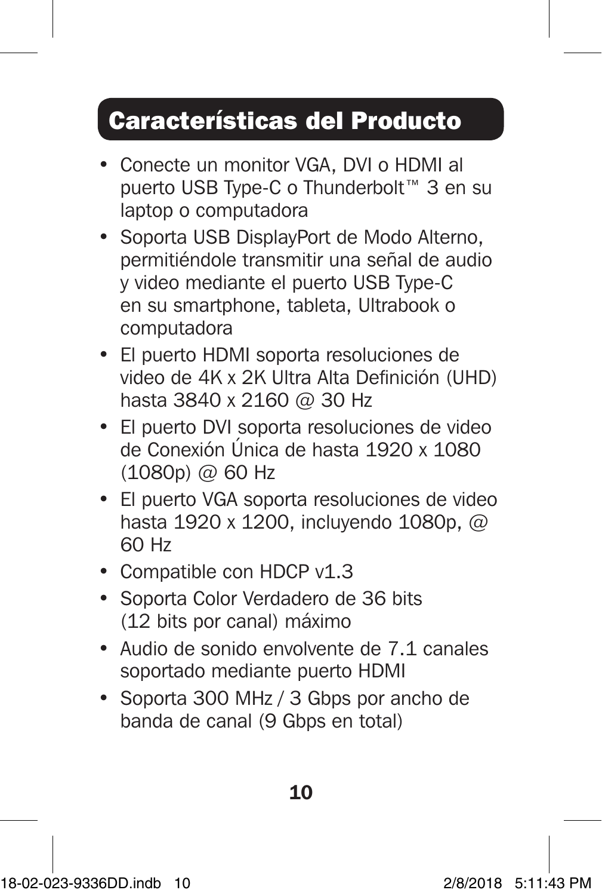## Características del Producto

- Conecte un monitor VGA, DVI o HDMI al puerto USB Type-C o Thunderbolt™ 3 en su laptop o computadora
- Soporta USB DisplayPort de Modo Alterno, permitiéndole transmitir una señal de audio y video mediante el puerto USB Type-C en su smartphone, tableta, Ultrabook o computadora
- El puerto HDMI soporta resoluciones de video de 4K x 2K Ultra Alta Definición (UHD) hasta 3840 x 2160 @ 30 Hz
- El puerto DVI soporta resoluciones de video de Conexión Única de hasta 1920 x 1080 (1080p) @ 60 Hz
- El puerto VGA soporta resoluciones de video hasta 1920 x 1200, incluyendo 1080p, @ 60 Hz
- Compatible con HDCP v1.3
- Soporta Color Verdadero de 36 bits (12 bits por canal) máximo
- Audio de sonido envolvente de 7.1 canales soportado mediante puerto HDMI
- Soporta 300 MHz / 3 Gbps por ancho de banda de canal (9 Gbps en total)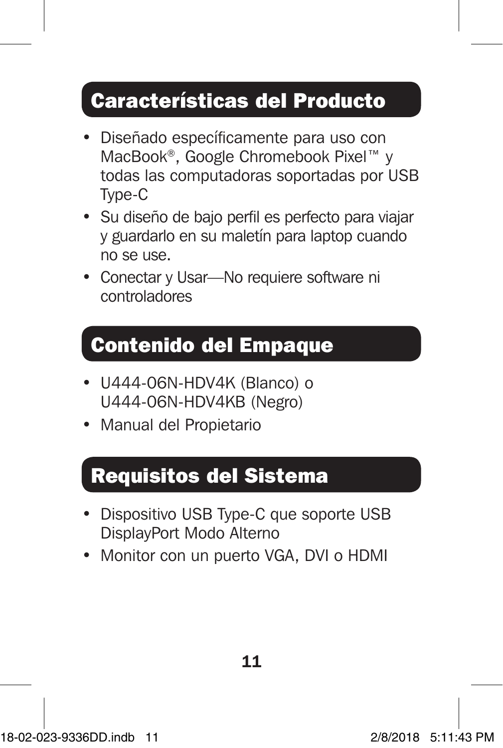## Características del Producto

- Diseñado específicamente para uso con MacBook®, Google Chromebook Pixel™ y todas las computadoras soportadas por USB Type-C
- Su diseño de bajo perfil es perfecto para viajar y guardarlo en su maletín para laptop cuando no se use.
- Conectar y Usar—No requiere software ni controladores

## Contenido del Empaque

- U444-06N-HDV4K (Blanco) o U444-06N-HDV4KB (Negro)
- Manual del Propietario

## Requisitos del Sistema

- Dispositivo USB Type-C que soporte USB DisplayPort Modo Alterno
- Monitor con un puerto VGA, DVI o HDMI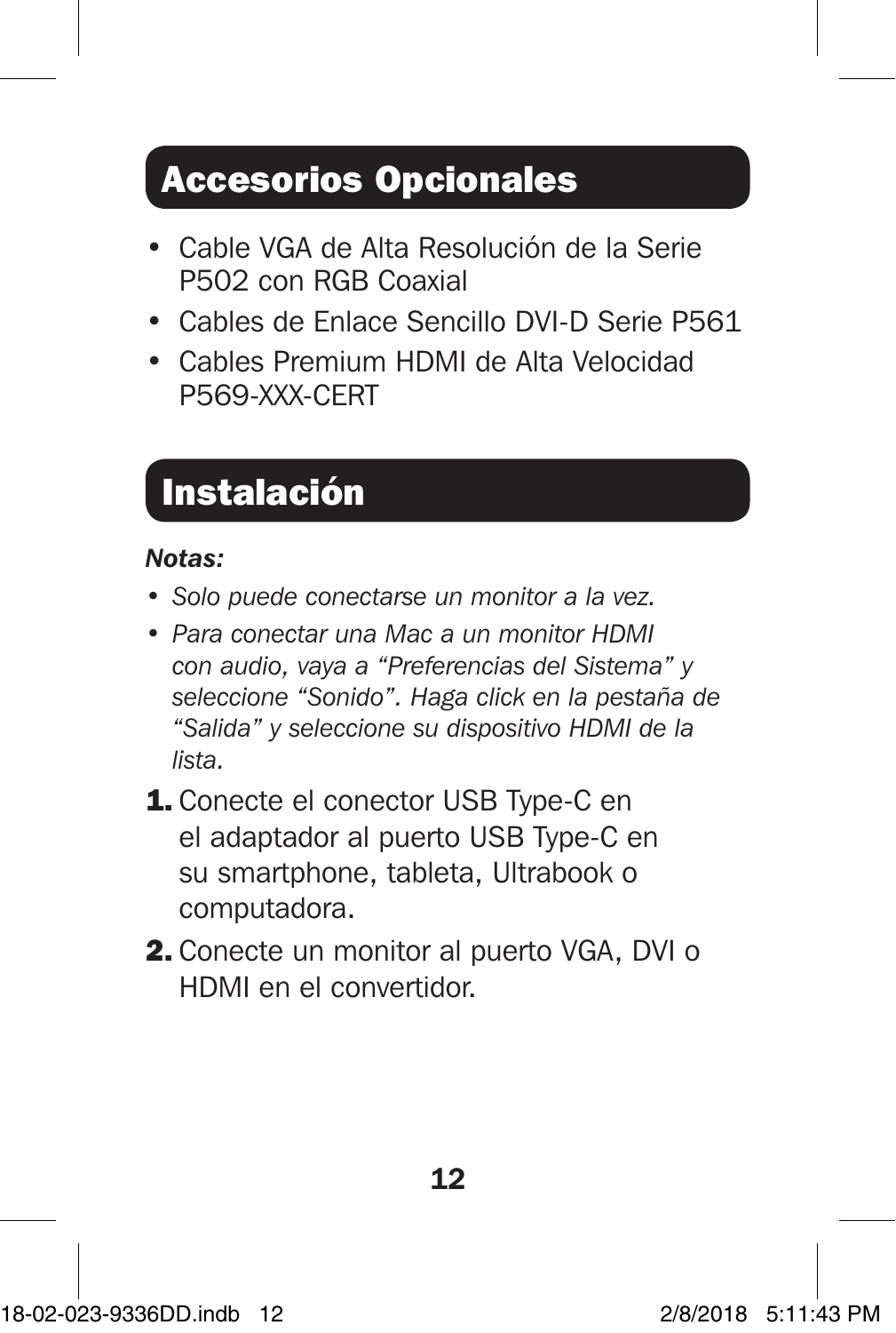## Accesorios Opcionales

- Cable VGA de Alta Resolución de la Serie P502 con RGB Coaxial
- Cables de Enlace Sencillo DVI-D Serie P561
- Cables Premium HDMI de Alta Velocidad P569-XXX-CERT

## Instalación

***Notas:***

- *Solo puede conectarse un monitor a la vez.*
- *Para conectar una Mac a un monitor HDMI con audio, vaya a "Preferencias del Sistema" y seleccione "Sonido". Haga click en la pestaña de "Salida" y seleccione su dispositivo HDMI de la lista.*

1. Conecte el conector USB Type-C en el adaptador al puerto USB Type-C en su smartphone, tableta, Ultrabook o computadora.
2. Conecte un monitor al puerto VGA, DVI o HDMI en el convertidor.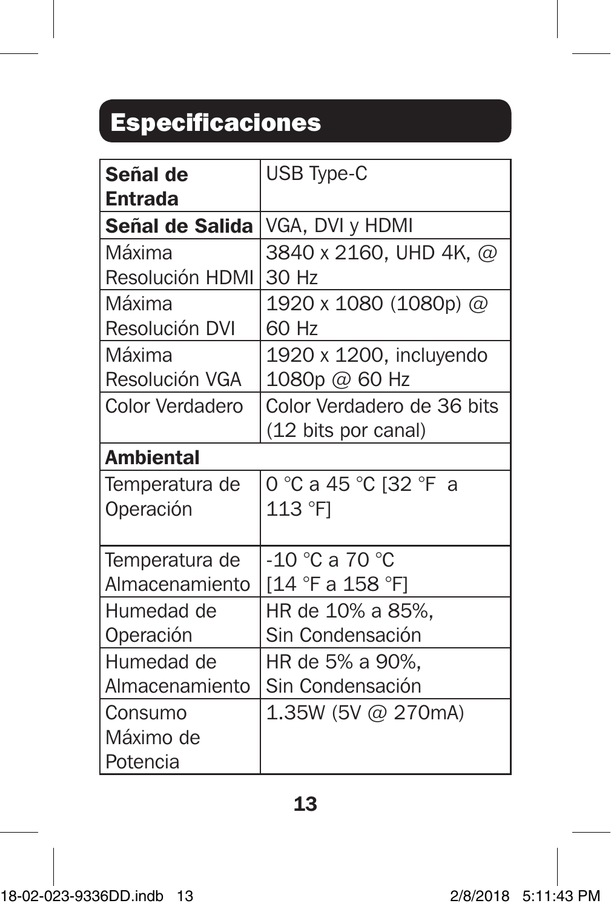## Especificaciones

| **Señal de Entrada** | USB Type-C |
|---|---|
| **Señal de Salida** | VGA, DVI y HDMI |
| Máxima Resolución HDMI | 3840 x 2160, UHD 4K, @ 30 Hz |
| Máxima Resolución DVI | 1920 x 1080 (1080p) @ 60 Hz |
| Máxima Resolución VGA | 1920 x 1200, incluyendo 1080p @ 60 Hz |
| Color Verdadero | Color Verdadero de 36 bits (12 bits por canal) |
| **Ambiental** | |
| Temperatura de Operación | 0 °C a 45 °C [32 °F a 113 °F] |
| Temperatura de Almacenamiento | -10 °C a 70 °C [14 °F a 158 °F] |
| Humedad de Operación | HR de 10% a 85%, Sin Condensación |
| Humedad de Almacenamiento | HR de 5% a 90%, Sin Condensación |
| Consumo Máximo de Potencia | 1.35W (5V @ 270mA) |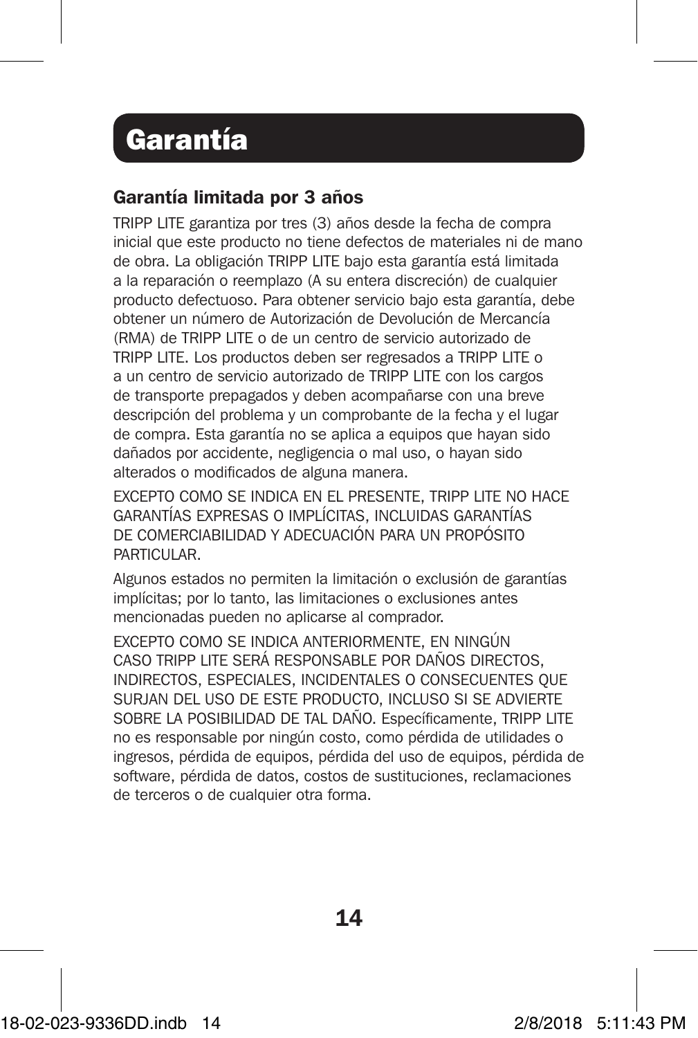# Garantía

## Garantía limitada por 3 años

TRIPP LITE garantiza por tres (3) años desde la fecha de compra inicial que este producto no tiene defectos de materiales ni de mano de obra. La obligación TRIPP LITE bajo esta garantía está limitada a la reparación o reemplazo (A su entera discreción) de cualquier producto defectuoso. Para obtener servicio bajo esta garantía, debe obtener un número de Autorización de Devolución de Mercancía (RMA) de TRIPP LITE o de un centro de servicio autorizado de TRIPP LITE. Los productos deben ser regresados a TRIPP LITE o a un centro de servicio autorizado de TRIPP LITE con los cargos de transporte prepagados y deben acompañarse con una breve descripción del problema y un comprobante de la fecha y el lugar de compra. Esta garantía no se aplica a equipos que hayan sido dañados por accidente, negligencia o mal uso, o hayan sido alterados o modificados de alguna manera.

EXCEPTO COMO SE INDICA EN EL PRESENTE, TRIPP LITE NO HACE GARANTÍAS EXPRESAS O IMPLÍCITAS, INCLUIDAS GARANTÍAS DE COMERCIABILIDAD Y ADECUACIÓN PARA UN PROPÓSITO PARTICULAR.

Algunos estados no permiten la limitación o exclusión de garantías implícitas; por lo tanto, las limitaciones o exclusiones antes mencionadas pueden no aplicarse al comprador.

EXCEPTO COMO SE INDICA ANTERIORMENTE, EN NINGÚN CASO TRIPP LITE SERÁ RESPONSABLE POR DAÑOS DIRECTOS, INDIRECTOS, ESPECIALES, INCIDENTALES O CONSECUENTES QUE SURJAN DEL USO DE ESTE PRODUCTO, INCLUSO SI SE ADVIERTE SOBRE LA POSIBILIDAD DE TAL DAÑO. Específicamente, TRIPP LITE no es responsable por ningún costo, como pérdida de utilidades o ingresos, pérdida de equipos, pérdida del uso de equipos, pérdida de software, pérdida de datos, costos de sustituciones, reclamaciones de terceros o de cualquier otra forma.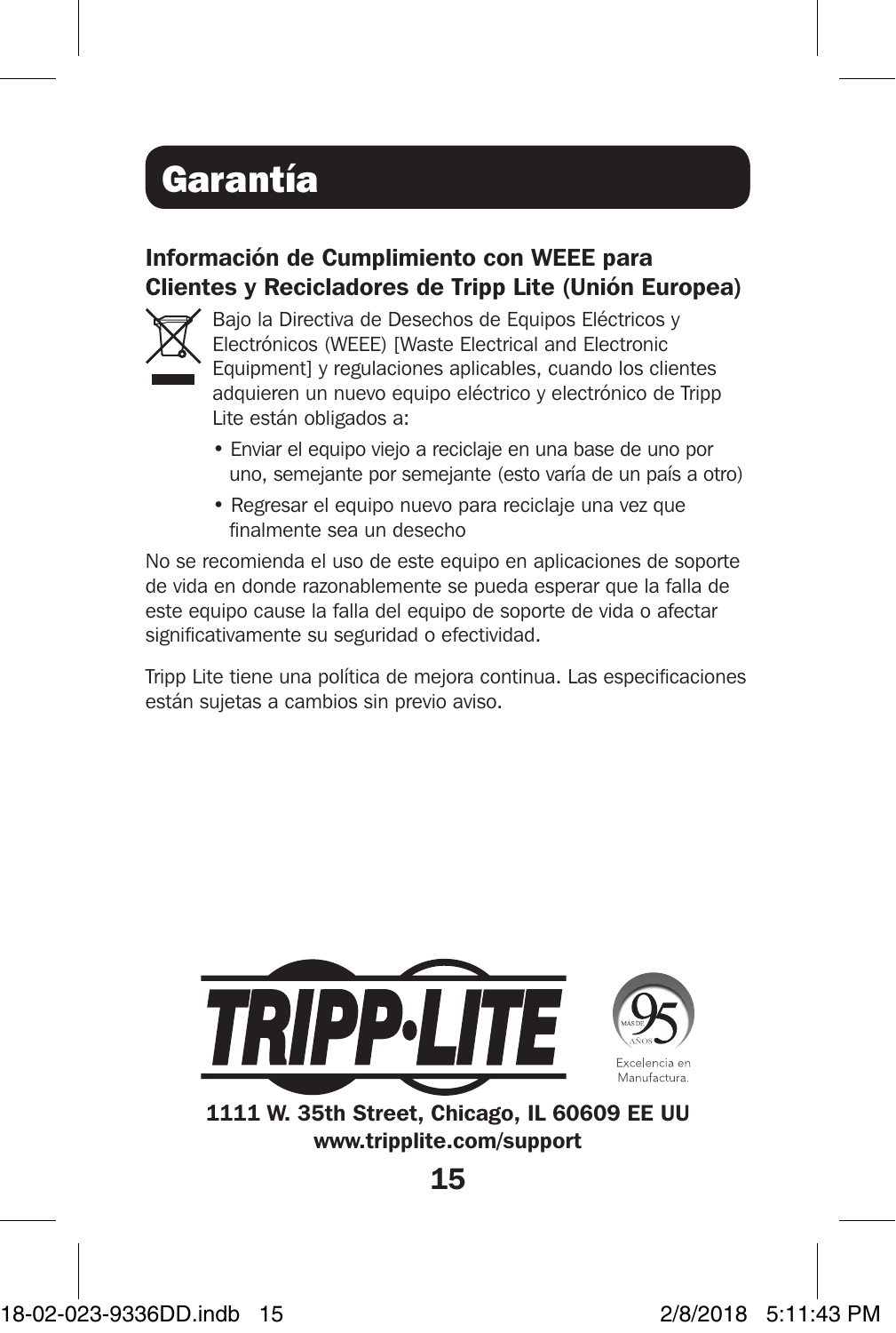# Garantía

### Información de Cumplimiento con WEEE para Clientes y Recicladores de Tripp Lite (Unión Europea)

Bajo la Directiva de Desechos de Equipos Eléctricos y Electrónicos (WEEE) [Waste Electrical and Electronic Equipment] y regulaciones aplicables, cuando los clientes adquieren un nuevo equipo eléctrico y electrónico de Tripp Lite están obligados a:

- Enviar el equipo viejo a reciclaje en una base de uno por uno, semejante por semejante (esto varía de un país a otro)
- Regresar el equipo nuevo para reciclaje una vez que finalmente sea un desecho

No se recomienda el uso de este equipo en aplicaciones de soporte de vida en donde razonablemente se pueda esperar que la falla de este equipo cause la falla del equipo de soporte de vida o afectar significativamente su seguridad o efectividad.

Tripp Lite tiene una política de mejora continua. Las especificaciones están sujetas a cambios sin previo aviso.

TRIPP·LITE

MÁS DE 95 AÑOS
Excelencia en Manufactura.

**1111 W. 35th Street, Chicago, IL 60609 EE UU**
**www.tripplite.com/support**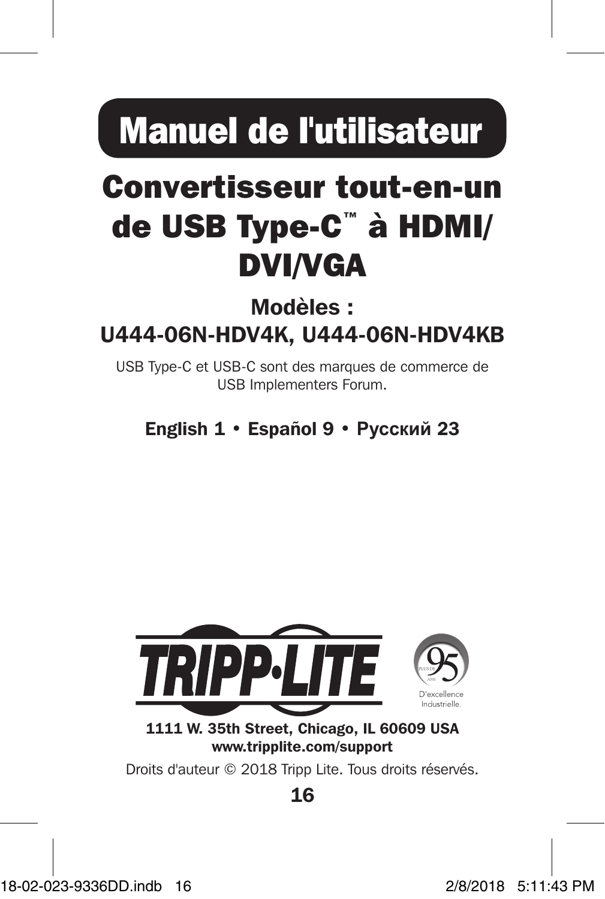# Manuel de l'utilisateur

## Convertisseur tout-en-un de USB Type-C™ à HDMI/DVI/VGA

**Modèles :**
**U444-06N-HDV4K, U444-06N-HDV4KB**

USB Type-C et USB-C sont des marques de commerce de USB Implementers Forum.

**English 1 • Español 9 • Русский 23**

TRIPP·LITE

PLUS DE 95 ANS D'excellence Industrielle.

**1111 W. 35th Street, Chicago, IL 60609 USA**
**www.tripplite.com/support**

Droits d'auteur © 2018 Tripp Lite. Tous droits réservés.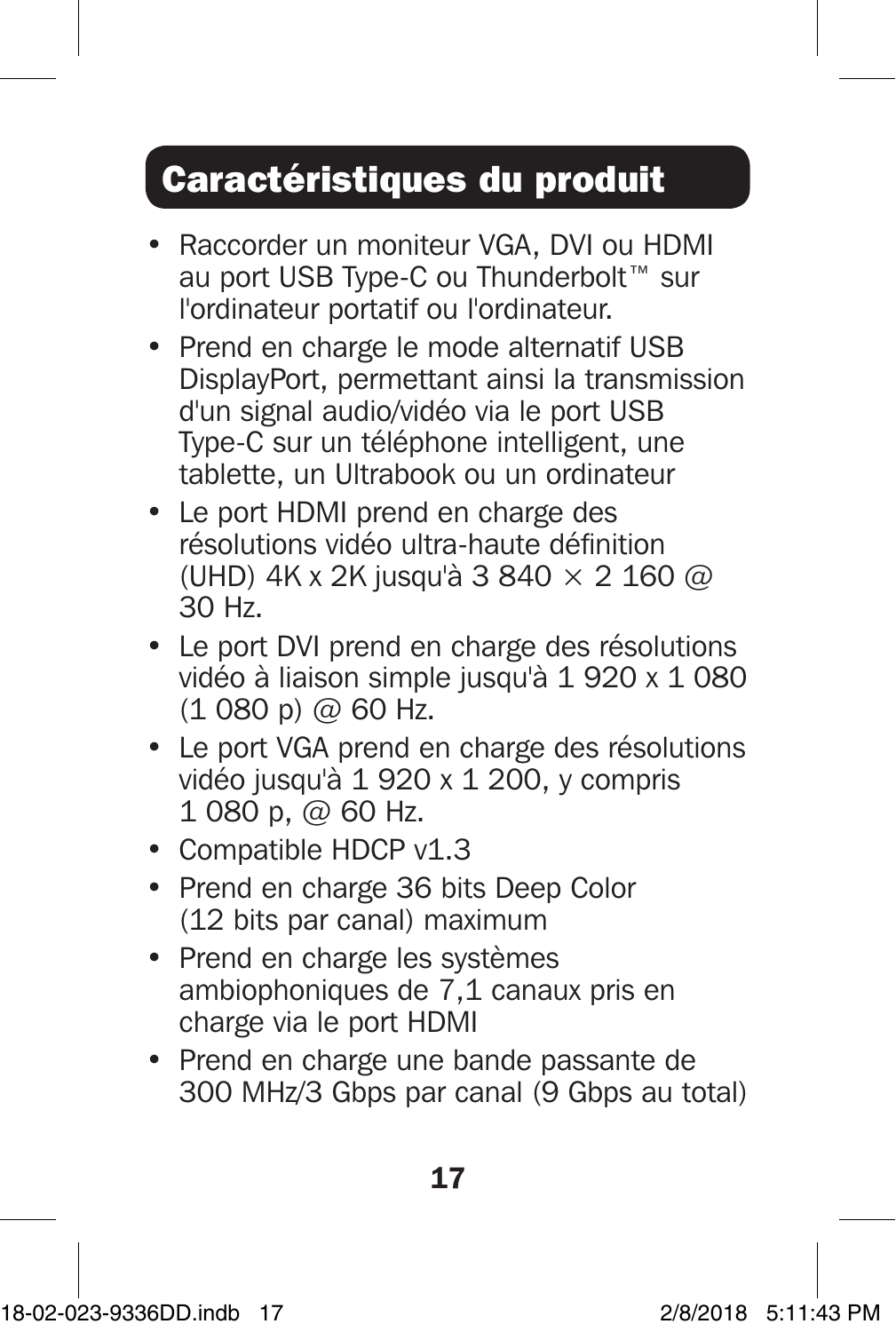## Caractéristiques du produit

- Raccorder un moniteur VGA, DVI ou HDMI au port USB Type-C ou Thunderbolt™ sur l'ordinateur portatif ou l'ordinateur.
- Prend en charge le mode alternatif USB DisplayPort, permettant ainsi la transmission d'un signal audio/vidéo via le port USB Type-C sur un téléphone intelligent, une tablette, un Ultrabook ou un ordinateur
- Le port HDMI prend en charge des résolutions vidéo ultra-haute définition (UHD) 4K x 2K jusqu'à 3 840 × 2 160 @ 30 Hz.
- Le port DVI prend en charge des résolutions vidéo à liaison simple jusqu'à 1 920 x 1 080 (1 080 p) @ 60 Hz.
- Le port VGA prend en charge des résolutions vidéo jusqu'à 1 920 x 1 200, y compris 1 080 p, @ 60 Hz.
- Compatible HDCP v1.3
- Prend en charge 36 bits Deep Color (12 bits par canal) maximum
- Prend en charge les systèmes ambiophoniques de 7,1 canaux pris en charge via le port HDMI
- Prend en charge une bande passante de 300 MHz/3 Gbps par canal (9 Gbps au total)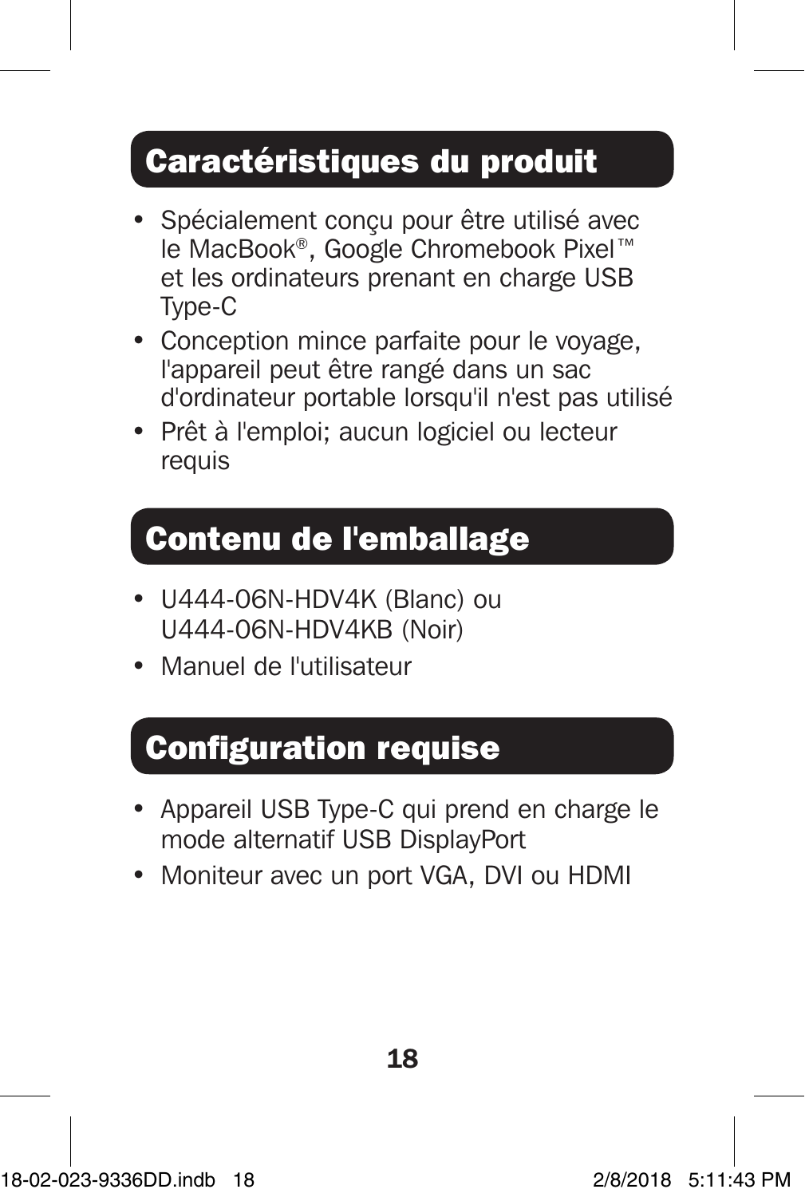## Caractéristiques du produit

- Spécialement conçu pour être utilisé avec le MacBook®, Google Chromebook Pixel™ et les ordinateurs prenant en charge USB Type-C
- Conception mince parfaite pour le voyage, l'appareil peut être rangé dans un sac d'ordinateur portable lorsqu'il n'est pas utilisé
- Prêt à l'emploi; aucun logiciel ou lecteur requis

## Contenu de l'emballage

- U444-06N-HDV4K (Blanc) ou U444-06N-HDV4KB (Noir)
- Manuel de l'utilisateur

## Configuration requise

- Appareil USB Type-C qui prend en charge le mode alternatif USB DisplayPort
- Moniteur avec un port VGA, DVI ou HDMI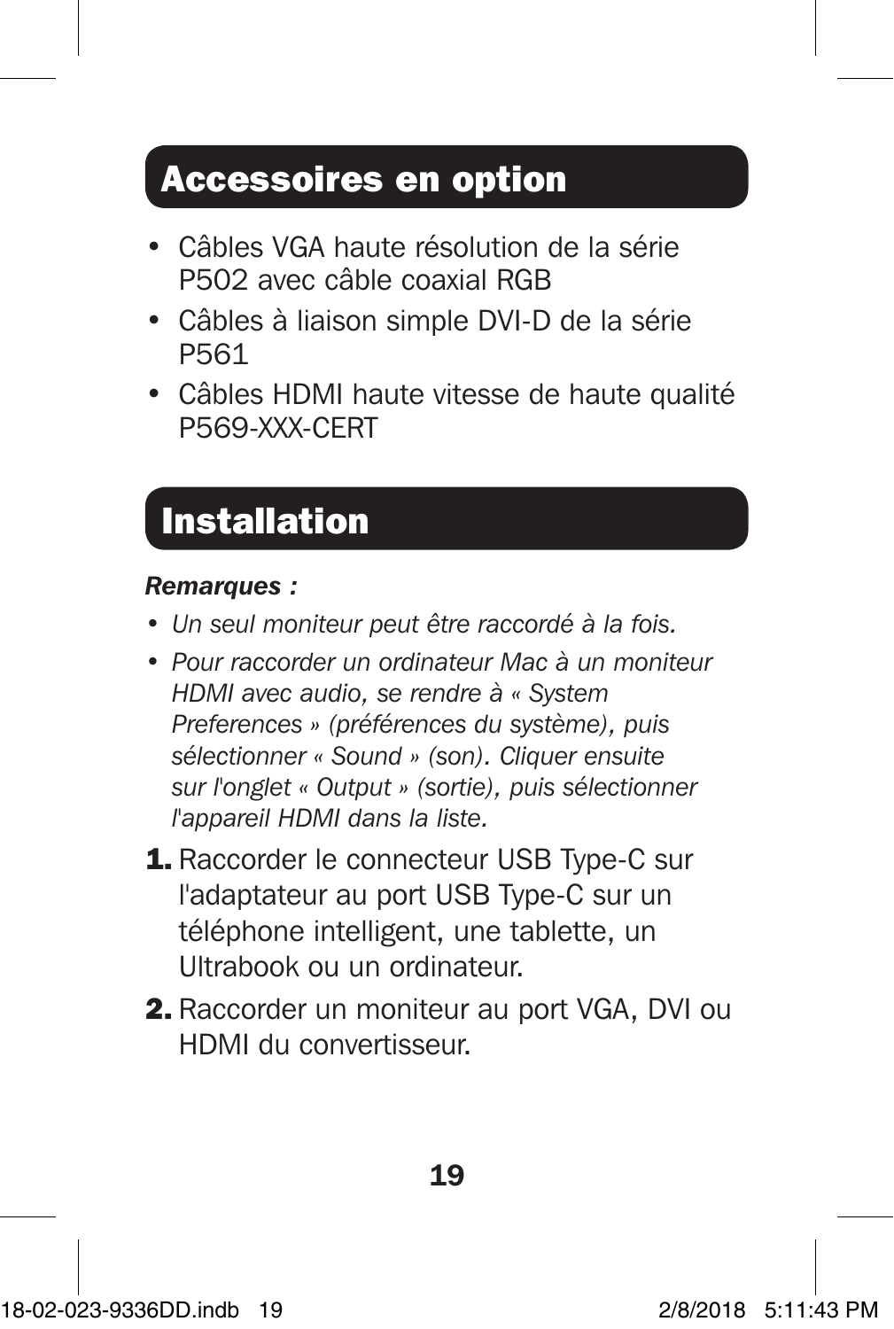## Accessoires en option

- Câbles VGA haute résolution de la série P502 avec câble coaxial RGB
- Câbles à liaison simple DVI-D de la série P561
- Câbles HDMI haute vitesse de haute qualité P569-XXX-CERT

## Installation

***Remarques :***

- *Un seul moniteur peut être raccordé à la fois.*
- *Pour raccorder un ordinateur Mac à un moniteur HDMI avec audio, se rendre à « System Preferences » (préférences du système), puis sélectionner « Sound » (son). Cliquer ensuite sur l'onglet « Output » (sortie), puis sélectionner l'appareil HDMI dans la liste.*

1. Raccorder le connecteur USB Type-C sur l'adaptateur au port USB Type-C sur un téléphone intelligent, une tablette, un Ultrabook ou un ordinateur.
2. Raccorder un moniteur au port VGA, DVI ou HDMI du convertisseur.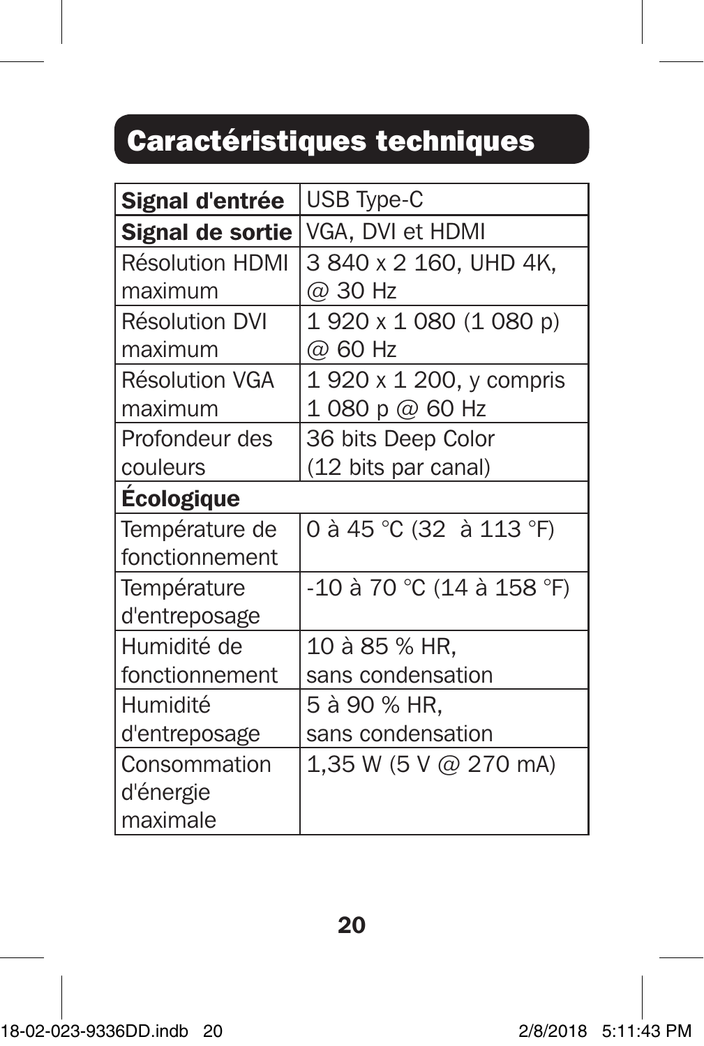## Caractéristiques techniques

| **Signal d'entrée** | USB Type-C |
|---|---|
| **Signal de sortie** | VGA, DVI et HDMI |
| Résolution HDMI maximum | 3 840 x 2 160, UHD 4K, @ 30 Hz |
| Résolution DVI maximum | 1 920 x 1 080 (1 080 p) @ 60 Hz |
| Résolution VGA maximum | 1 920 x 1 200, y compris 1 080 p @ 60 Hz |
| Profondeur des couleurs | 36 bits Deep Color (12 bits par canal) |
| **Écologique** | |
| Température de fonctionnement | 0 à 45 °C (32  à 113 °F) |
| Température d'entreposage | -10 à 70 °C (14 à 158 °F) |
| Humidité de fonctionnement | 10 à 85 % HR, sans condensation |
| Humidité d'entreposage | 5 à 90 % HR, sans condensation |
| Consommation d'énergie maximale | 1,35 W (5 V @ 270 mA) |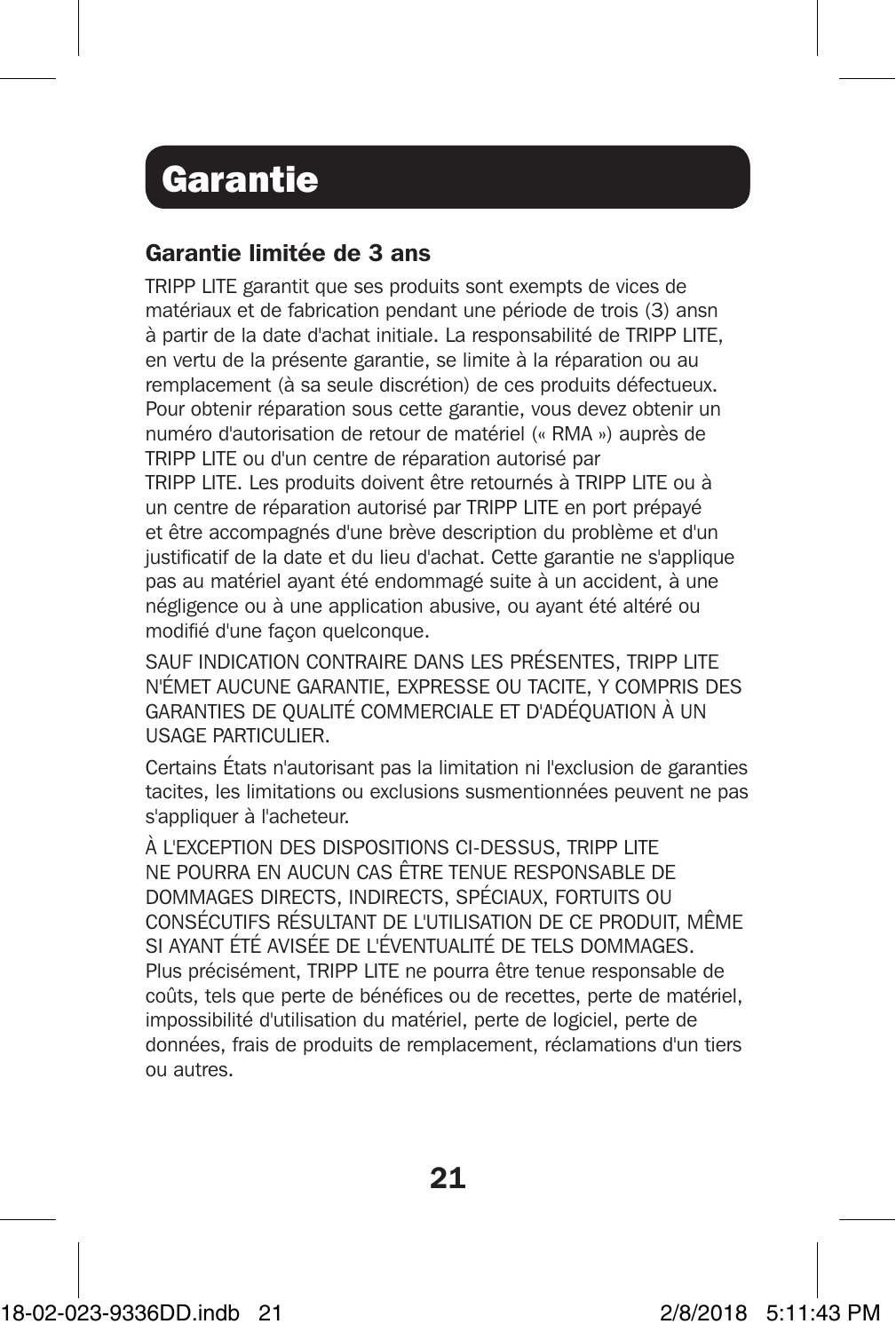# Garantie

## Garantie limitée de 3 ans

TRIPP LITE garantit que ses produits sont exempts de vices de matériaux et de fabrication pendant une période de trois (3) ansn à partir de la date d'achat initiale. La responsabilité de TRIPP LITE, en vertu de la présente garantie, se limite à la réparation ou au remplacement (à sa seule discrétion) de ces produits défectueux. Pour obtenir réparation sous cette garantie, vous devez obtenir un numéro d'autorisation de retour de matériel (« RMA ») auprès de TRIPP LITE ou d'un centre de réparation autorisé par TRIPP LITE. Les produits doivent être retournés à TRIPP LITE ou à un centre de réparation autorisé par TRIPP LITE en port prépayé et être accompagnés d'une brève description du problème et d'un justificatif de la date et du lieu d'achat. Cette garantie ne s'applique pas au matériel ayant été endommagé suite à un accident, à une négligence ou à une application abusive, ou ayant été altéré ou modifié d'une façon quelconque.

SAUF INDICATION CONTRAIRE DANS LES PRÉSENTES, TRIPP LITE N'ÉMET AUCUNE GARANTIE, EXPRESSE OU TACITE, Y COMPRIS DES GARANTIES DE QUALITÉ COMMERCIALE ET D'ADÉQUATION À UN USAGE PARTICULIER.

Certains États n'autorisant pas la limitation ni l'exclusion de garanties tacites, les limitations ou exclusions susmentionnées peuvent ne pas s'appliquer à l'acheteur.

À L'EXCEPTION DES DISPOSITIONS CI-DESSUS, TRIPP LITE NE POURRA EN AUCUN CAS ÊTRE TENUE RESPONSABLE DE DOMMAGES DIRECTS, INDIRECTS, SPÉCIAUX, FORTUITS OU CONSÉCUTIFS RÉSULTANT DE L'UTILISATION DE CE PRODUIT, MÊME SI AYANT ÉTÉ AVISÉE DE L'ÉVENTUALITÉ DE TELS DOMMAGES. Plus précisément, TRIPP LITE ne pourra être tenue responsable de coûts, tels que perte de bénéfices ou de recettes, perte de matériel, impossibilité d'utilisation du matériel, perte de logiciel, perte de données, frais de produits de remplacement, réclamations d'un tiers ou autres.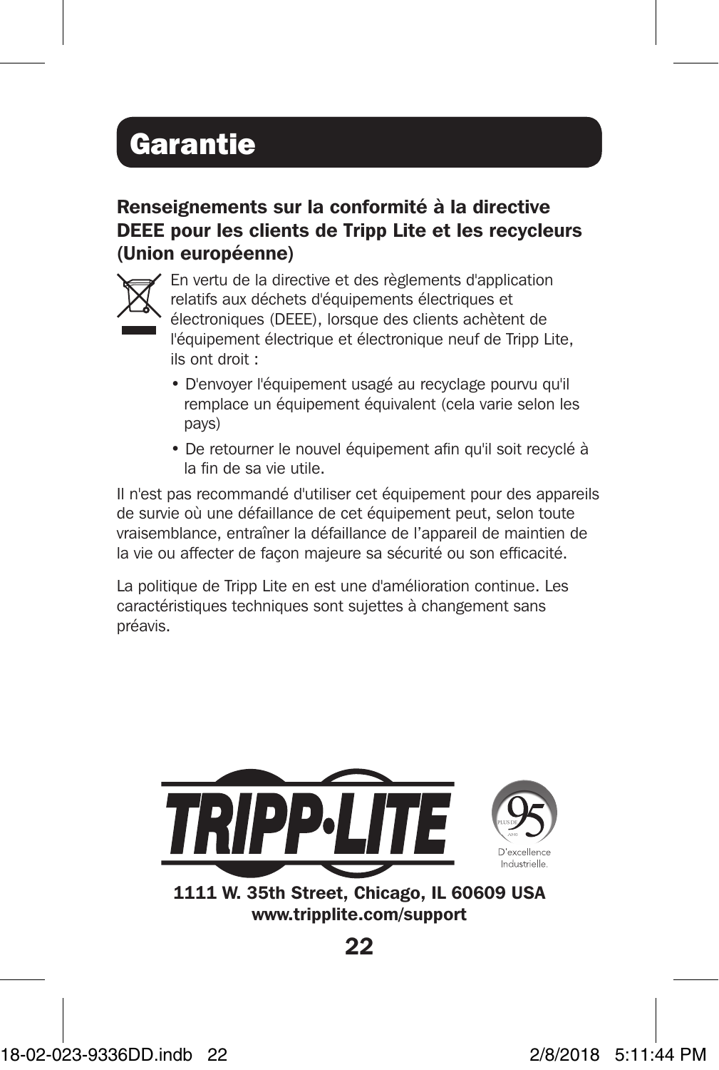# Garantie

### Renseignements sur la conformité à la directive DEEE pour les clients de Tripp Lite et les recycleurs (Union européenne)

En vertu de la directive et des règlements d'application relatifs aux déchets d'équipements électriques et électroniques (DEEE), lorsque des clients achètent de l'équipement électrique et électronique neuf de Tripp Lite, ils ont droit :

- D'envoyer l'équipement usagé au recyclage pourvu qu'il remplace un équipement équivalent (cela varie selon les pays)
- De retourner le nouvel équipement afin qu'il soit recyclé à la fin de sa vie utile.

Il n'est pas recommandé d'utiliser cet équipement pour des appareils de survie où une défaillance de cet équipement peut, selon toute vraisemblance, entraîner la défaillance de l'appareil de maintien de la vie ou affecter de façon majeure sa sécurité ou son efficacité.

La politique de Tripp Lite en est une d'amélioration continue. Les caractéristiques techniques sont sujettes à changement sans préavis.

TRIPP·LITE

PLUS DE 95 ANS D'excellence Industrielle.

**1111 W. 35th Street, Chicago, IL 60609 USA**
**www.tripplite.com/support**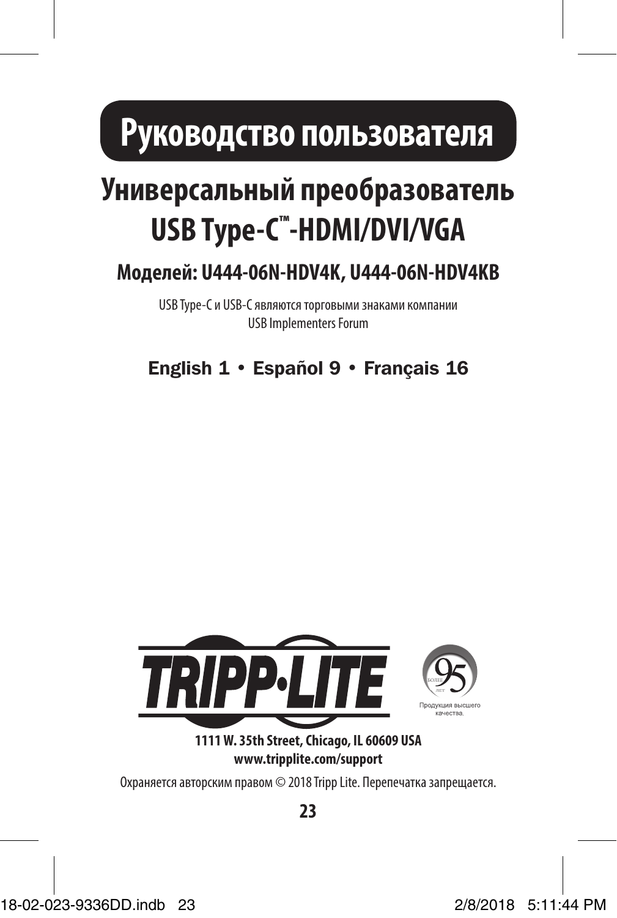# Руководство пользователя

## Универсальный преобразователь USB Type-C™-HDMI/DVI/VGA

### Моделей: U444-06N-HDV4K, U444-06N-HDV4KB

USB Type-C и USB-C являются торговыми знаками компании USB Implementers Forum

**English 1 • Español 9 • Français 16**

TRIPP·LITE

БОЛЕЕ 95 ЛЕТ

Продукция высшего качества.

**1111 W. 35th Street, Chicago, IL 60609 USA**
**www.tripplite.com/support**

Охраняется авторским правом © 2018 Tripp Lite. Перепечатка запрещается.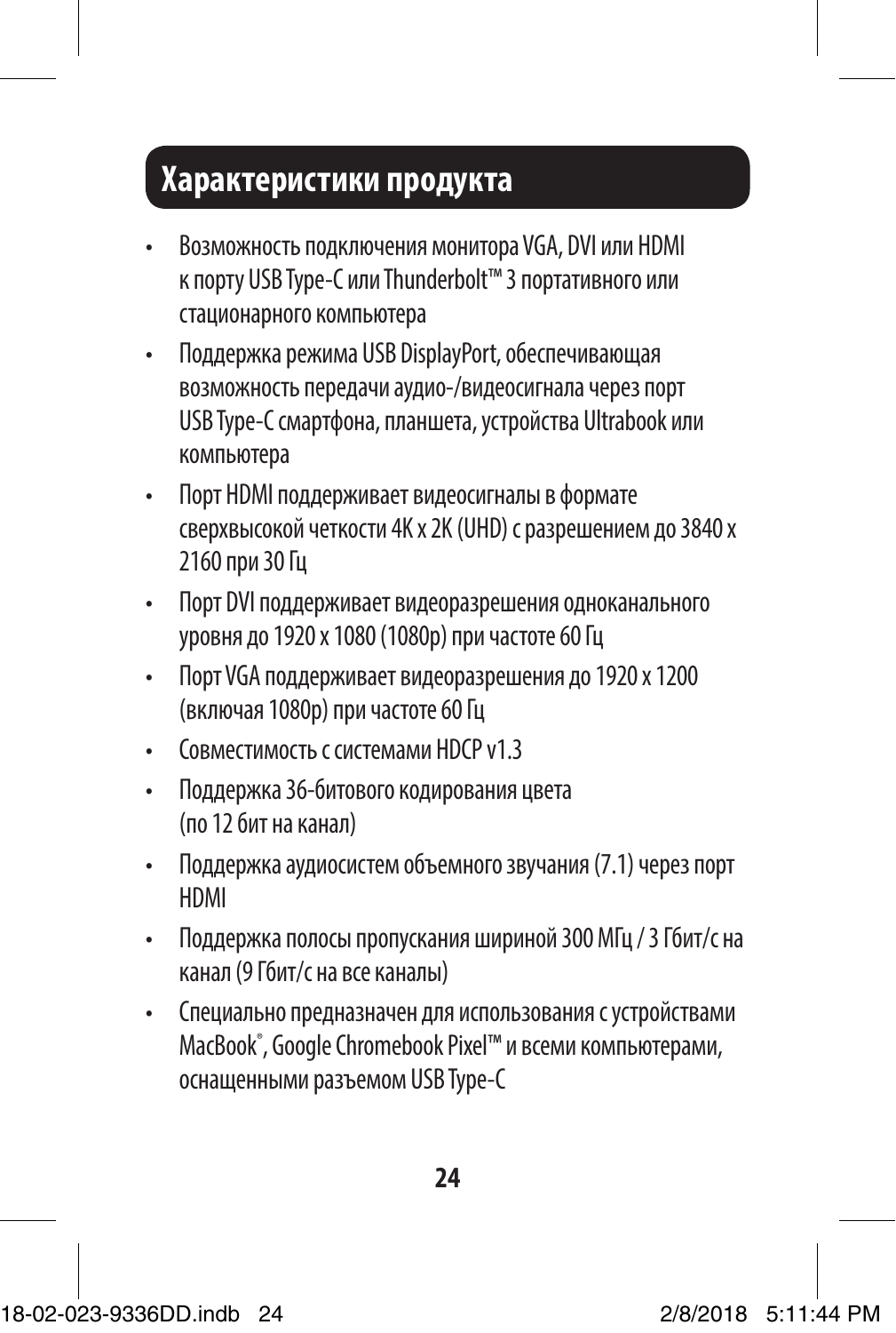## Характеристики продукта

- Возможность подключения монитора VGA, DVI или HDMI к порту USB Type-C или Thunderbolt™ 3 портативного или стационарного компьютера
- Поддержка режима USB DisplayPort, обеспечивающая возможность передачи аудио-/видеосигнала через порт USB Type-C смартфона, планшета, устройства Ultrabook или компьютера
- Порт HDMI поддерживает видеосигналы в формате сверхвысокой четкости 4K x 2K (UHD) с разрешением до 3840 x 2160 при 30 Гц
- Порт DVI поддерживает видеоразрешения одноканального уровня до 1920 x 1080 (1080p) при частоте 60 Гц
- Порт VGA поддерживает видеоразрешения до 1920 x 1200 (включая 1080p) при частоте 60 Гц
- Совместимость с системами HDCP v1.3
- Поддержка 36-битового кодирования цвета (по 12 бит на канал)
- Поддержка аудиосистем объемного звучания (7.1) через порт HDMI
- Поддержка полосы пропускания шириной 300 МГц / 3 Гбит/с на канал (9 Гбит/с на все каналы)
- Специально предназначен для использования с устройствами MacBook®, Google Chromebook Pixel™ и всеми компьютерами, оснащенными разъемом USB Type-C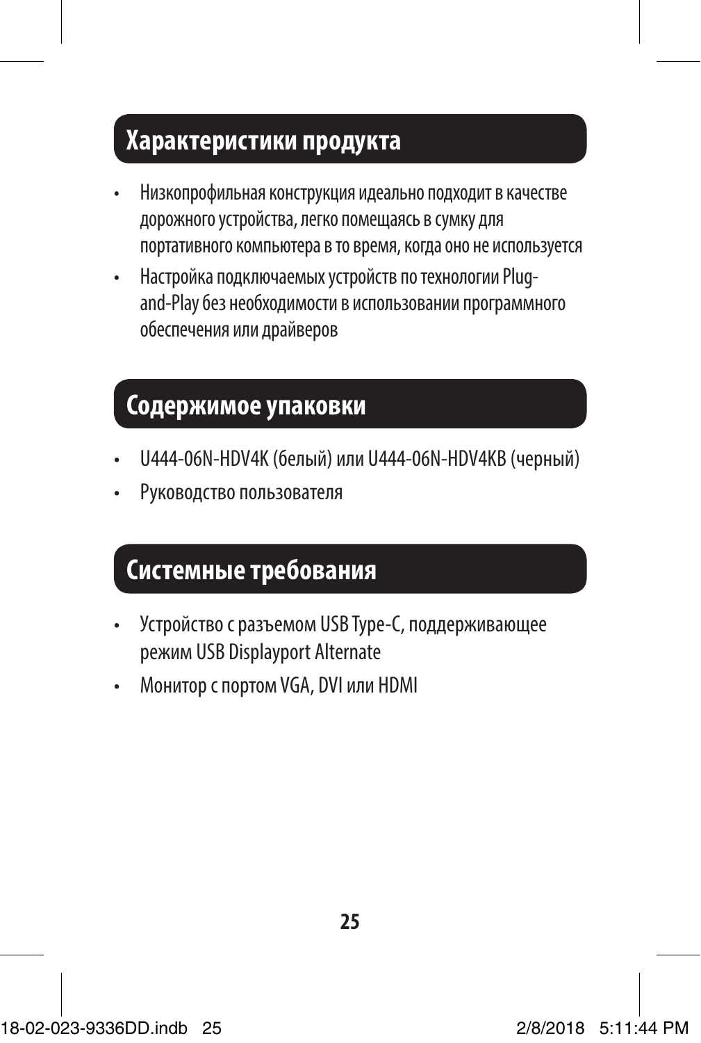## Характеристики продукта

- Низкопрофильная конструкция идеально подходит в качестве дорожного устройства, легко помещаясь в сумку для портативного компьютера в то время, когда оно не используется
- Настройка подключаемых устройств по технологии Plug-and-Play без необходимости в использовании программного обеспечения или драйверов

## Содержимое упаковки

- U444-06N-HDV4K (белый) или U444-06N-HDV4KB (черный)
- Руководство пользователя

## Системные требования

- Устройство с разъемом USB Type-C, поддерживающее режим USB Displayport Alternate
- Монитор с портом VGA, DVI или HDMI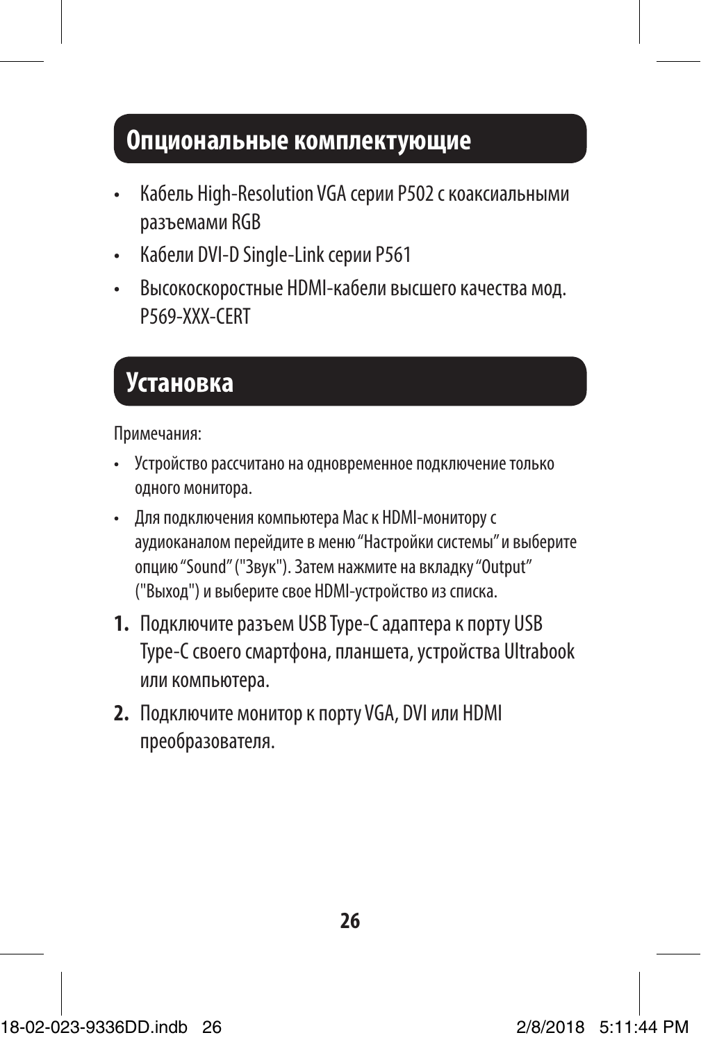## Опциональные комплектующие

- Кабель High-Resolution VGA серии P502 с коаксиальными разъемами RGB
- Кабели DVI-D Single-Link серии P561
- Высокоскоростные HDMI-кабели высшего качества мод. P569-XXX-CERT

## Установка

Примечания:

- Устройство рассчитано на одновременное подключение только одного монитора.
- Для подключения компьютера Mac к HDMI-монитору с аудиоканалом перейдите в меню "Настройки системы" и выберите опцию "Sound" ("Звук"). Затем нажмите на вкладку "Output" ("Выход") и выберите свое HDMI-устройство из списка.

1. Подключите разъем USB Type-C адаптера к порту USB Type-C своего смартфона, планшета, устройства Ultrabook или компьютера.
2. Подключите монитор к порту VGA, DVI или HDMI преобразователя.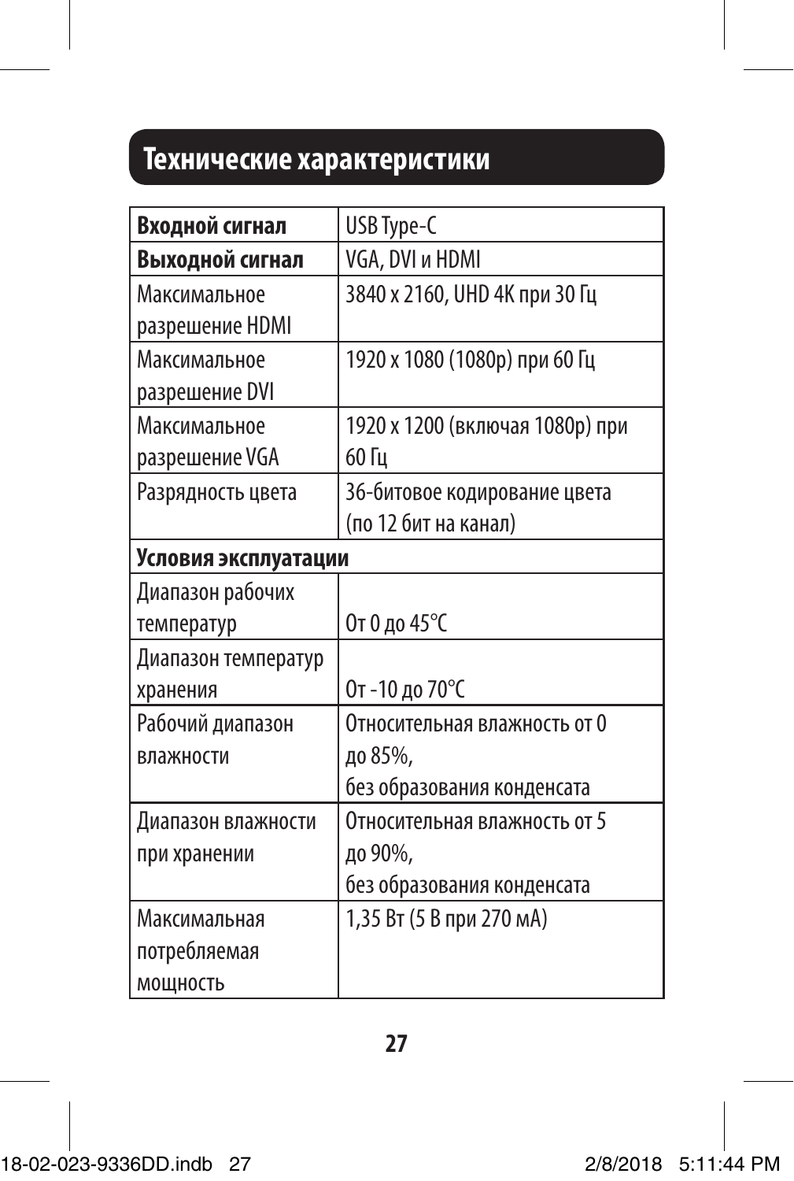## Технические характеристики

| **Входной сигнал** | USB Type-C |
|---|---|
| **Выходной сигнал** | VGA, DVI и HDMI |
| Максимальное разрешение HDMI | 3840 x 2160, UHD 4K при 30 Гц |
| Максимальное разрешение DVI | 1920 x 1080 (1080p) при 60 Гц |
| Максимальное разрешение VGA | 1920 x 1200 (включая 1080p) при 60 Гц |
| Разрядность цвета | 36-битовое кодирование цвета (по 12 бит на канал) |
| **Условия эксплуатации** | |
| Диапазон рабочих температур | От 0 до 45°C |
| Диапазон температур хранения | От -10 до 70°C |
| Рабочий диапазон влажности | Относительная влажность от 0 до 85%, без образования конденсата |
| Диапазон влажности при хранении | Относительная влажность от 5 до 90%, без образования конденсата |
| Максимальная потребляемая мощность | 1,35 Вт (5 В при 270 мА) |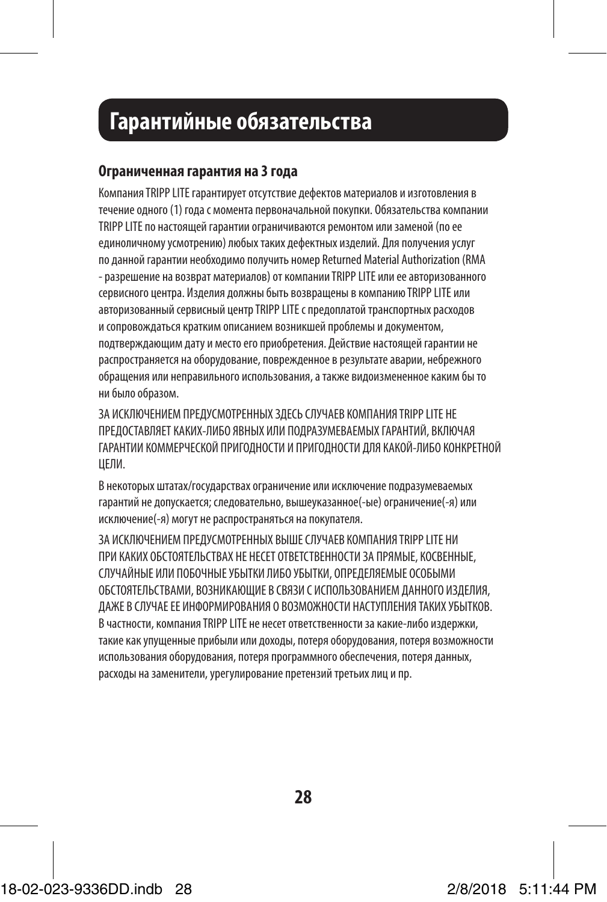# Гарантийные обязательства

### Ограниченная гарантия на 3 года

Компания TRIPP LITE гарантирует отсутствие дефектов материалов и изготовления в течение одного (1) года с момента первоначальной покупки. Обязательства компании TRIPP LITE по настоящей гарантии ограничиваются ремонтом или заменой (по ее единоличному усмотрению) любых таких дефектных изделий. Для получения услуг по данной гарантии необходимо получить номер Returned Material Authorization (RMA - разрешение на возврат материалов) от компании TRIPP LITE или ее авторизованного сервисного центра. Изделия должны быть возвращены в компанию TRIPP LITE или авторизованный сервисный центр TRIPP LITE с предоплатой транспортных расходов и сопровождаться кратким описанием возникшей проблемы и документом, подтверждающим дату и место его приобретения. Действие настоящей гарантии не распространяется на оборудование, поврежденное в результате аварии, небрежного обращения или неправильного использования, а также видоизмененное каким бы то ни было образом.

ЗА ИСКЛЮЧЕНИЕМ ПРЕДУСМОТРЕННЫХ ЗДЕСЬ СЛУЧАЕВ КОМПАНИЯ TRIPP LITE НЕ ПРЕДОСТАВЛЯЕТ КАКИХ-ЛИБО ЯВНЫХ ИЛИ ПОДРАЗУМЕВАЕМЫХ ГАРАНТИЙ, ВКЛЮЧАЯ ГАРАНТИИ КОММЕРЧЕСКОЙ ПРИГОДНОСТИ И ПРИГОДНОСТИ ДЛЯ КАКОЙ-ЛИБО КОНКРЕТНОЙ ЦЕЛИ.

В некоторых штатах/государствах ограничение или исключение подразумеваемых гарантий не допускается; следовательно, вышеуказанное(-ые) ограничение(-я) или исключение(-я) могут не распространяться на покупателя.

ЗА ИСКЛЮЧЕНИЕМ ПРЕДУСМОТРЕННЫХ ВЫШЕ СЛУЧАЕВ КОМПАНИЯ TRIPP LITE НИ ПРИ КАКИХ ОБСТОЯТЕЛЬСТВАХ НЕ НЕСЕТ ОТВЕТСТВЕННОСТИ ЗА ПРЯМЫЕ, КОСВЕННЫЕ, СЛУЧАЙНЫЕ ИЛИ ПОБОЧНЫЕ УБЫТКИ ЛИБО УБЫТКИ, ОПРЕДЕЛЯЕМЫЕ ОСОБЫМИ ОБСТОЯТЕЛЬСТВАМИ, ВОЗНИКАЮЩИЕ В СВЯЗИ С ИСПОЛЬЗОВАНИЕМ ДАННОГО ИЗДЕЛИЯ, ДАЖЕ В СЛУЧАЕ ЕЕ ИНФОРМИРОВАНИЯ О ВОЗМОЖНОСТИ НАСТУПЛЕНИЯ ТАКИХ УБЫТКОВ. В частности, компания TRIPP LITE не несет ответственности за какие-либо издержки, такие как упущенные прибыли или доходы, потеря оборудования, потеря возможности использования оборудования, потеря программного обеспечения, потеря данных, расходы на заменители, урегулирование претензий третьих лиц и пр.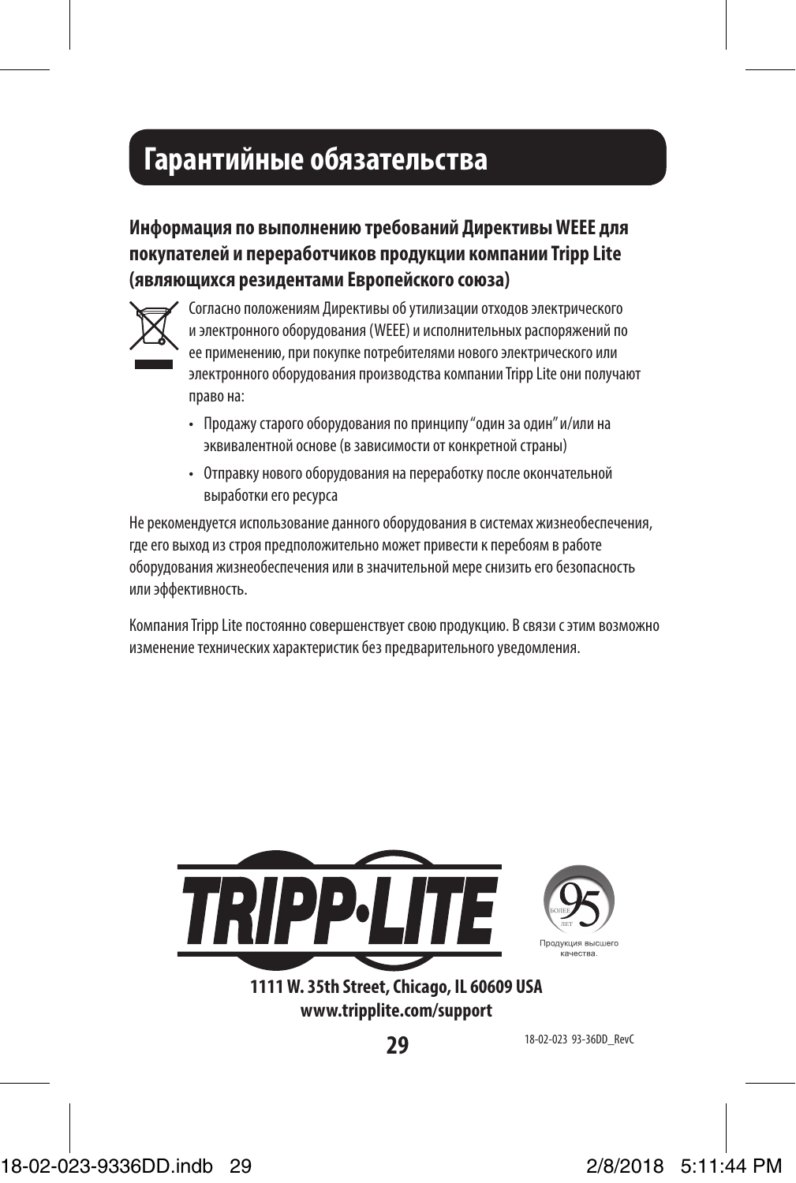# Гарантийные обязательства

**Информация по выполнению требований Директивы WEEE для покупателей и переработчиков продукции компании Tripp Lite (являющихся резидентами Европейского союза)**

Согласно положениям Директивы об утилизации отходов электрического и электронного оборудования (WEEE) и исполнительных распоряжений по ее применению, при покупке потребителями нового электрического или электронного оборудования производства компании Tripp Lite они получают право на:

- Продажу старого оборудования по принципу "один за один" и/или на эквивалентной основе (в зависимости от конкретной страны)
- Отправку нового оборудования на переработку после окончательной выработки его ресурса

Не рекомендуется использование данного оборудования в системах жизнеобеспечения, где его выход из строя предположительно может привести к перебоям в работе оборудования жизнеобеспечения или в значительной мере снизить его безопасность или эффективность.

Компания Tripp Lite постоянно совершенствует свою продукцию. В связи с этим возможно изменение технических характеристик без предварительного уведомления.

TRIPP·LITE

БОЛЕЕ 95 ЛЕТ

Продукция высшего качества.

**1111 W. 35th Street, Chicago, IL 60609 USA**
**www.tripplite.com/support**

18-02-023 93-36DD_RevC